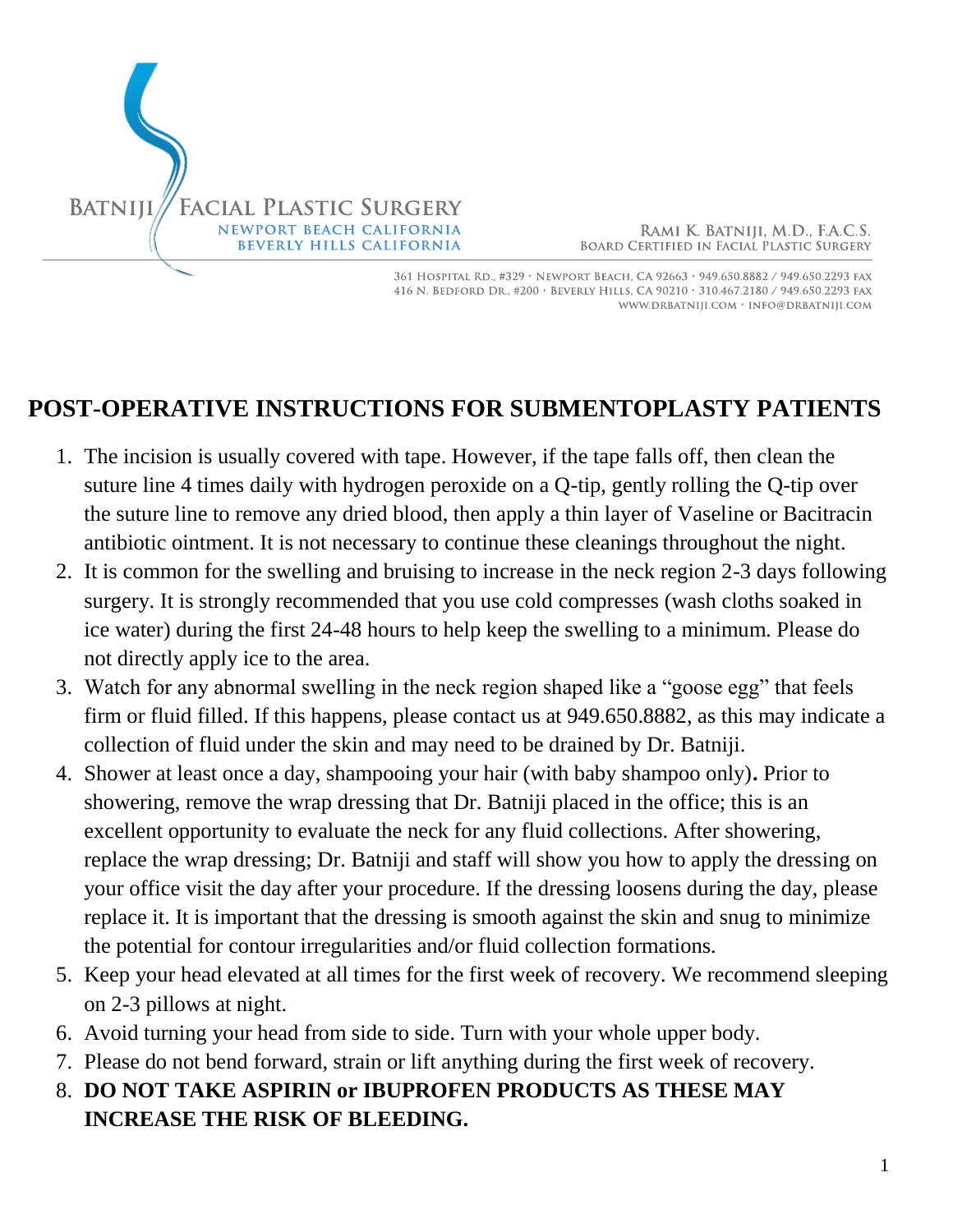BATNIJI FACIAL PLASTIC SURGERY
NEWPORT BEACH CALIFORNIA
BEVERLY HILLS CALIFORNIA

RAMI K. BATNIJI, M.D., F.A.C.S.
BOARD CERTIFIED IN FACIAL PLASTIC SURGERY

361 HOSPITAL RD., #329 • NEWPORT BEACH, CA 92663 • 949.650.8882 / 949.650.2293 FAX
416 N. BEDFORD DR., #200 • BEVERLY HILLS, CA 90210 • 310.467.2180 / 949.650.2293 FAX
WWW.DRBATNIJI.COM • INFO@DRBATNIJI.COM

# POST-OPERATIVE INSTRUCTIONS FOR SUBMENTOPLASTY PATIENTS

1. The incision is usually covered with tape. However, if the tape falls off, then clean the suture line 4 times daily with hydrogen peroxide on a Q-tip, gently rolling the Q-tip over the suture line to remove any dried blood, then apply a thin layer of Vaseline or Bacitracin antibiotic ointment. It is not necessary to continue these cleanings throughout the night.
2. It is common for the swelling and bruising to increase in the neck region 2-3 days following surgery. It is strongly recommended that you use cold compresses (wash cloths soaked in ice water) during the first 24-48 hours to help keep the swelling to a minimum. Please do not directly apply ice to the area.
3. Watch for any abnormal swelling in the neck region shaped like a "goose egg" that feels firm or fluid filled. If this happens, please contact us at 949.650.8882, as this may indicate a collection of fluid under the skin and may need to be drained by Dr. Batniji.
4. Shower at least once a day, shampooing your hair (with baby shampoo only)**.** Prior to showering, remove the wrap dressing that Dr. Batniji placed in the office; this is an excellent opportunity to evaluate the neck for any fluid collections. After showering, replace the wrap dressing; Dr. Batniji and staff will show you how to apply the dressing on your office visit the day after your procedure. If the dressing loosens during the day, please replace it. It is important that the dressing is smooth against the skin and snug to minimize the potential for contour irregularities and/or fluid collection formations.
5. Keep your head elevated at all times for the first week of recovery. We recommend sleeping on 2-3 pillows at night.
6. Avoid turning your head from side to side. Turn with your whole upper body.
7. Please do not bend forward, strain or lift anything during the first week of recovery.
8. **DO NOT TAKE ASPIRIN or IBUPROFEN PRODUCTS AS THESE MAY INCREASE THE RISK OF BLEEDING.**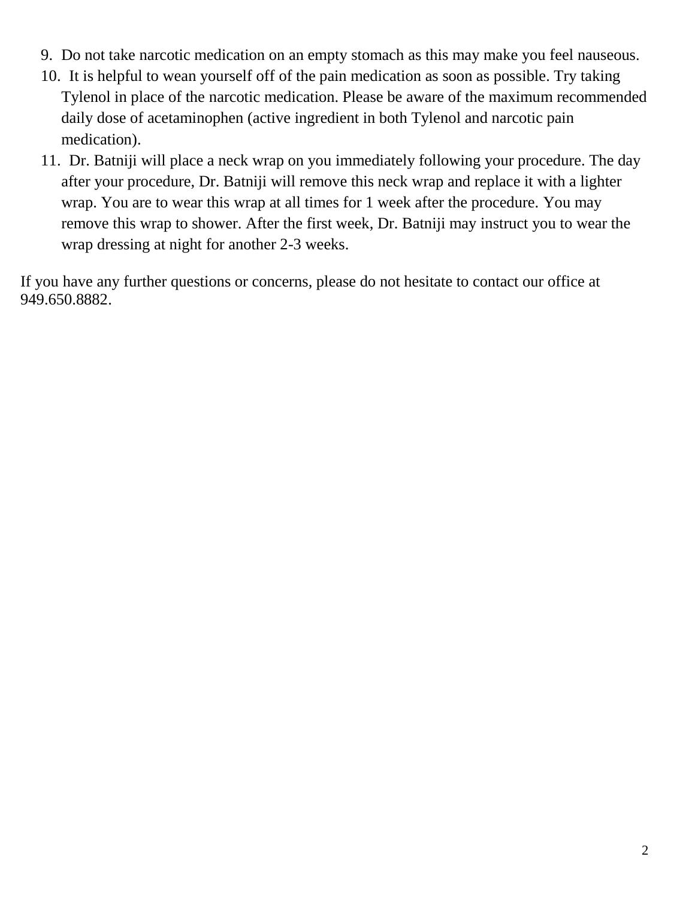9. Do not take narcotic medication on an empty stomach as this may make you feel nauseous.
10. It is helpful to wean yourself off of the pain medication as soon as possible. Try taking Tylenol in place of the narcotic medication. Please be aware of the maximum recommended daily dose of acetaminophen (active ingredient in both Tylenol and narcotic pain medication).
11. Dr. Batniji will place a neck wrap on you immediately following your procedure. The day after your procedure, Dr. Batniji will remove this neck wrap and replace it with a lighter wrap. You are to wear this wrap at all times for 1 week after the procedure. You may remove this wrap to shower. After the first week, Dr. Batniji may instruct you to wear the wrap dressing at night for another 2-3 weeks.

If you have any further questions or concerns, please do not hesitate to contact our office at 949.650.8882.